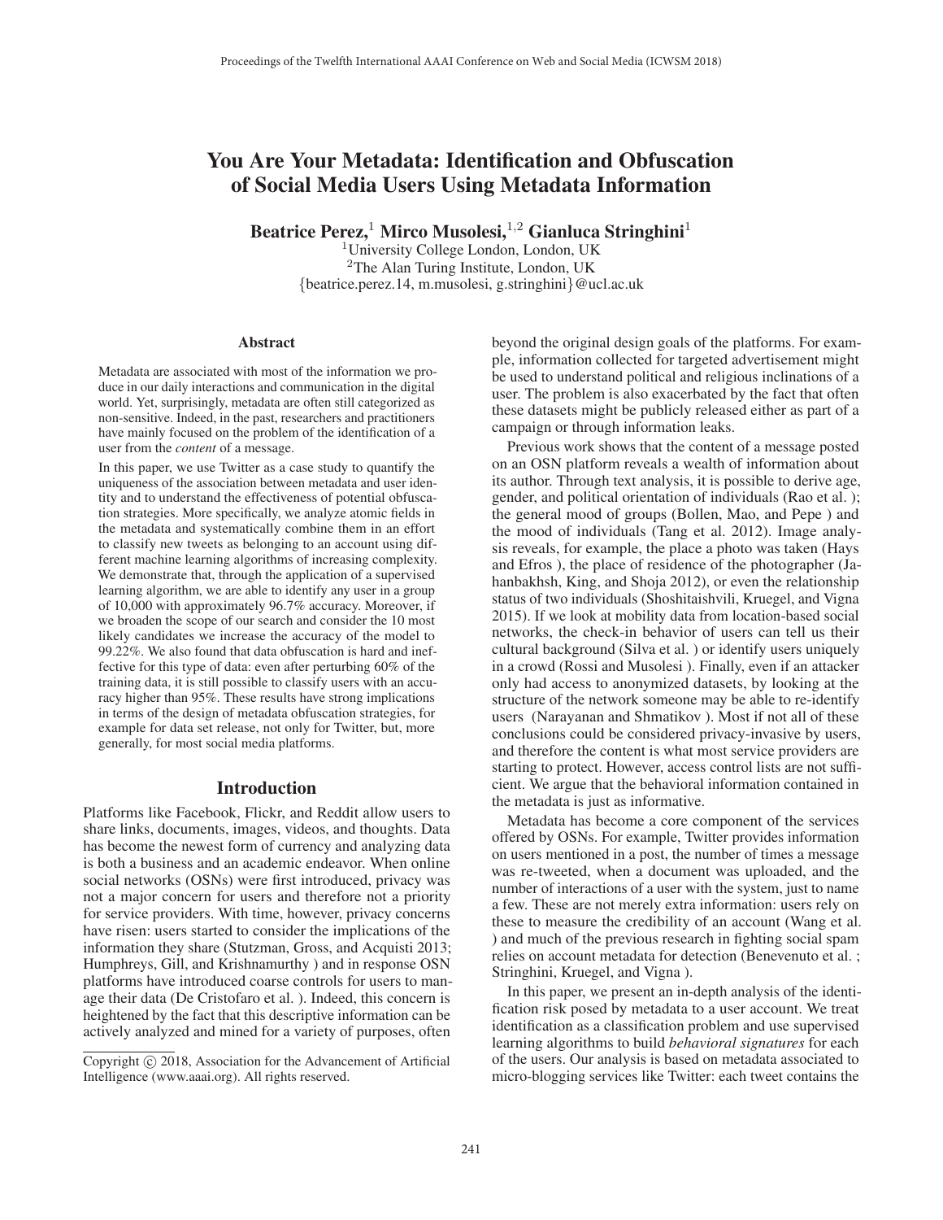# You Are Your Metadata: Identification and Obfuscation of Social Media Users Using Metadata Information

**Beatrice Perez,**[1] **Mirco Musolesi,**[1,2] **Gianluca Stringhini**[1]

[1]University College London, London, UK
[2]The Alan Turing Institute, London, UK
{beatrice.perez.14, m.musolesi, g.stringhini}@ucl.ac.uk

## Abstract

Metadata are associated with most of the information we produce in our daily interactions and communication in the digital world. Yet, surprisingly, metadata are often still categorized as non-sensitive. Indeed, in the past, researchers and practitioners have mainly focused on the problem of the identification of a user from the *content* of a message.

In this paper, we use Twitter as a case study to quantify the uniqueness of the association between metadata and user identity and to understand the effectiveness of potential obfuscation strategies. More specifically, we analyze atomic fields in the metadata and systematically combine them in an effort to classify new tweets as belonging to an account using different machine learning algorithms of increasing complexity. We demonstrate that, through the application of a supervised learning algorithm, we are able to identify any user in a group of 10,000 with approximately 96.7% accuracy. Moreover, if we broaden the scope of our search and consider the 10 most likely candidates we increase the accuracy of the model to 99.22%. We also found that data obfuscation is hard and ineffective for this type of data: even after perturbing 60% of the training data, it is still possible to classify users with an accuracy higher than 95%. These results have strong implications in terms of the design of metadata obfuscation strategies, for example for data set release, not only for Twitter, but, more generally, for most social media platforms.

## Introduction

Platforms like Facebook, Flickr, and Reddit allow users to share links, documents, images, videos, and thoughts. Data has become the newest form of currency and analyzing data is both a business and an academic endeavor. When online social networks (OSNs) were first introduced, privacy was not a major concern for users and therefore not a priority for service providers. With time, however, privacy concerns have risen: users started to consider the implications of the information they share (Stutzman, Gross, and Acquisti 2013; Humphreys, Gill, and Krishnamurthy ) and in response OSN platforms have introduced coarse controls for users to manage their data (De Cristofaro et al. ). Indeed, this concern is heightened by the fact that this descriptive information can be actively analyzed and mined for a variety of purposes, often beyond the original design goals of the platforms. For example, information collected for targeted advertisement might be used to understand political and religious inclinations of a user. The problem is also exacerbated by the fact that often these datasets might be publicly released either as part of a campaign or through information leaks.

Previous work shows that the content of a message posted on an OSN platform reveals a wealth of information about its author. Through text analysis, it is possible to derive age, gender, and political orientation of individuals (Rao et al. ); the general mood of groups (Bollen, Mao, and Pepe ) and the mood of individuals (Tang et al. 2012). Image analysis reveals, for example, the place a photo was taken (Hays and Efros ), the place of residence of the photographer (Jahanbakhsh, King, and Shoja 2012), or even the relationship status of two individuals (Shoshitaishvili, Kruegel, and Vigna 2015). If we look at mobility data from location-based social networks, the check-in behavior of users can tell us their cultural background (Silva et al. ) or identify users uniquely in a crowd (Rossi and Musolesi ). Finally, even if an attacker only had access to anonymized datasets, by looking at the structure of the network someone may be able to re-identify users (Narayanan and Shmatikov ). Most if not all of these conclusions could be considered privacy-invasive by users, and therefore the content is what most service providers are starting to protect. However, access control lists are not sufficient. We argue that the behavioral information contained in the metadata is just as informative.

Metadata has become a core component of the services offered by OSNs. For example, Twitter provides information on users mentioned in a post, the number of times a message was re-tweeted, when a document was uploaded, and the number of interactions of a user with the system, just to name a few. These are not merely extra information: users rely on these to measure the credibility of an account (Wang et al. ) and much of the previous research in fighting social spam relies on account metadata for detection (Benevenuto et al. ; Stringhini, Kruegel, and Vigna ).

In this paper, we present an in-depth analysis of the identification risk posed by metadata to a user account. We treat identification as a classification problem and use supervised learning algorithms to build *behavioral signatures* for each of the users. Our analysis is based on metadata associated to micro-blogging services like Twitter: each tweet contains the

Copyright © 2018, Association for the Advancement of Artificial Intelligence (www.aaai.org). All rights reserved.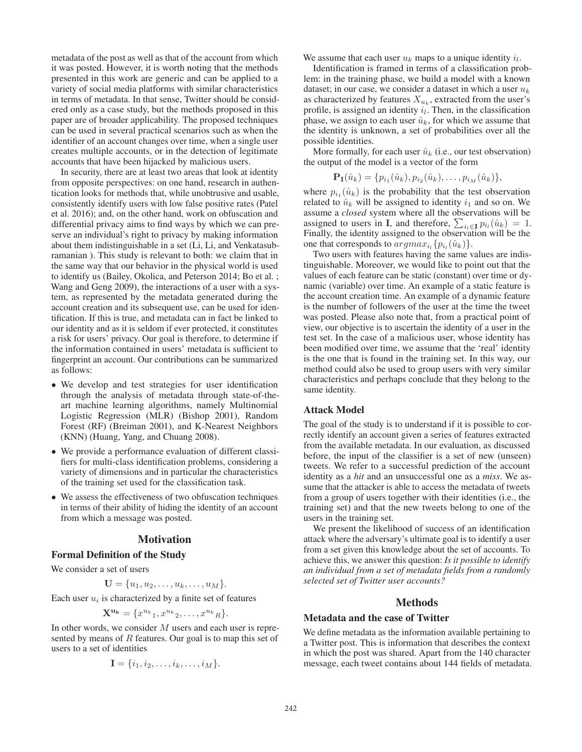metadata of the post as well as that of the account from which it was posted. However, it is worth noting that the methods presented in this work are generic and can be applied to a variety of social media platforms with similar characteristics in terms of metadata. In that sense, Twitter should be considered only as a case study, but the methods proposed in this paper are of broader applicability. The proposed techniques can be used in several practical scenarios such as when the identifier of an account changes over time, when a single user creates multiple accounts, or in the detection of legitimate accounts that have been hijacked by malicious users.

In security, there are at least two areas that look at identity from opposite perspectives: on one hand, research in authentication looks for methods that, while unobtrusive and usable, consistently identify users with low false positive rates (Patel et al. 2016); and, on the other hand, work on obfuscation and differential privacy aims to find ways by which we can preserve an individual's right to privacy by making information about them indistinguishable in a set (Li, Li, and Venkatasubramanian ). This study is relevant to both: we claim that in the same way that our behavior in the physical world is used to identify us (Bailey, Okolica, and Peterson 2014; Bo et al. ; Wang and Geng 2009), the interactions of a user with a system, as represented by the metadata generated during the account creation and its subsequent use, can be used for identification. If this is true, and metadata can in fact be linked to our identity and as it is seldom if ever protected, it constitutes a risk for users' privacy. Our goal is therefore, to determine if the information contained in users' metadata is sufficient to fingerprint an account. Our contributions can be summarized as follows:

- We develop and test strategies for user identification through the analysis of metadata through state-of-the-art machine learning algorithms, namely Multinomial Logistic Regression (MLR) (Bishop 2001), Random Forest (RF) (Breiman 2001), and K-Nearest Neighbors (KNN) (Huang, Yang, and Chuang 2008).
- We provide a performance evaluation of different classifiers for multi-class identification problems, considering a variety of dimensions and in particular the characteristics of the training set used for the classification task.
- We assess the effectiveness of two obfuscation techniques in terms of their ability of hiding the identity of an account from which a message was posted.

## Motivation

### Formal Definition of the Study

We consider a set of users

$$\mathbf{U} = \{u_1, u_2, \ldots, u_k, \ldots, u_M\}.$$

Each user $u_i$ is characterized by a finite set of features

$$\mathbf{X^{u_k}} = \{x^{u_k}{}_1, x^{u_k}{}_2, \ldots, x^{u_k}{}_R\}.$$

In other words, we consider $M$ users and each user is represented by means of $R$ features. Our goal is to map this set of users to a set of identities

$$\mathbf{I} = \{i_1, i_2, \ldots, i_k, \ldots, i_M\}.$$

We assume that each user $u_k$ maps to a unique identity $i_l$.

Identification is framed in terms of a classification problem: in the training phase, we build a model with a known dataset; in our case, we consider a dataset in which a user $u_k$ as characterized by features $X_{u_k}$, extracted from the user's profile, is assigned an identity $i_l$. Then, in the classification phase, we assign to each user $\hat{u}_k$, for which we assume that the identity is unknown, a set of probabilities over all the possible identities.

More formally, for each user $\hat{u}_k$ (i.e., our test observation) the output of the model is a vector of the form

$$\mathbf{P_I}(\hat{u}_k) = \{p_{i_1}(\hat{u}_k), p_{i_2}(\hat{u}_k), \ldots, p_{i_M}(\hat{u}_k)\},$$

where $p_{i_1}(\hat{u}_k)$ is the probability that the test observation related to $\hat{u}_k$ will be assigned to identity $i_1$ and so on. We assume a *closed* system where all the observations will be assigned to users in $\mathbf{I}$, and therefore, $\sum_{i_l \in \mathbf{I}} p_{i_l}(\hat{u}_k) = 1$. Finally, the identity assigned to the observation will be the one that corresponds to $argmax_{i_l}\{p_{i_l}(\hat{u}_k)\}$.

Two users with features having the same values are indistinguishable. Moreover, we would like to point out that the values of each feature can be static (constant) over time or dynamic (variable) over time. An example of a static feature is the account creation time. An example of a dynamic feature is the number of followers of the user at the time the tweet was posted. Please also note that, from a practical point of view, our objective is to ascertain the identity of a user in the test set. In the case of a malicious user, whose identity has been modified over time, we assume that the 'real' identity is the one that is found in the training set. In this way, our method could also be used to group users with very similar characteristics and perhaps conclude that they belong to the same identity.

### Attack Model

The goal of the study is to understand if it is possible to correctly identify an account given a series of features extracted from the available metadata. In our evaluation, as discussed before, the input of the classifier is a set of new (unseen) tweets. We refer to a successful prediction of the account identity as a *hit* and an unsuccessful one as a *miss*. We assume that the attacker is able to access the metadata of tweets from a group of users together with their identities (i.e., the training set) and that the new tweets belong to one of the users in the training set.

We present the likelihood of success of an identification attack where the adversary's ultimate goal is to identify a user from a set given this knowledge about the set of accounts. To achieve this, we answer this question: *Is it possible to identify an individual from a set of metadata fields from a randomly selected set of Twitter user accounts?*

## Methods

### Metadata and the case of Twitter

We define metadata as the information available pertaining to a Twitter post. This is information that describes the context in which the post was shared. Apart from the 140 character message, each tweet contains about 144 fields of metadata.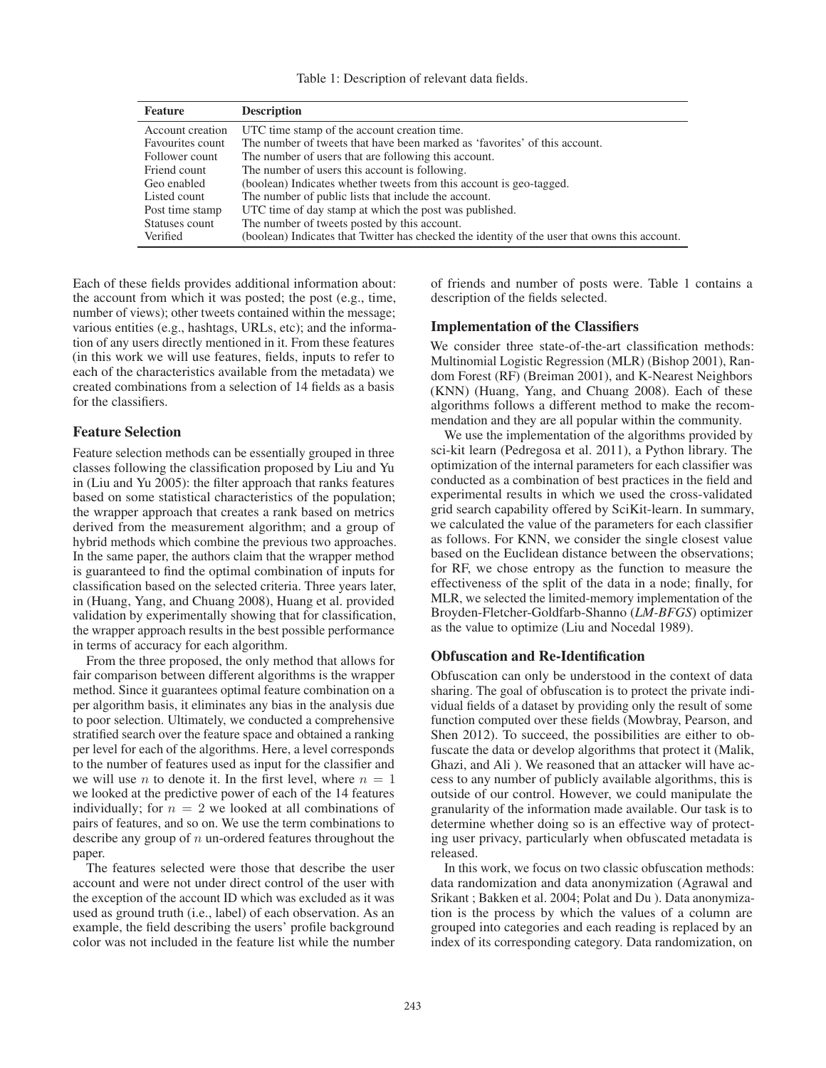Table 1: Description of relevant data fields.

| Feature | Description |
|---|---|
| Account creation | UTC time stamp of the account creation time. |
| Favourites count | The number of tweets that have been marked as 'favorites' of this account. |
| Follower count | The number of users that are following this account. |
| Friend count | The number of users this account is following. |
| Geo enabled | (boolean) Indicates whether tweets from this account is geo-tagged. |
| Listed count | The number of public lists that include the account. |
| Post time stamp | UTC time of day stamp at which the post was published. |
| Statuses count | The number of tweets posted by this account. |
| Verified | (boolean) Indicates that Twitter has checked the identity of the user that owns this account. |

Each of these fields provides additional information about: the account from which it was posted; the post (e.g., time, number of views); other tweets contained within the message; various entities (e.g., hashtags, URLs, etc) and the information of any users directly mentioned in it. From these features (in this work we will use features, fields, inputs to refer to each of the characteristics available from the metadata) we created combinations from a selection of 14 fields as a basis for the classifiers.

## Feature Selection

Feature selection methods can be essentially grouped in three classes following the classification proposed by Liu and Yu in (Liu and Yu 2005): the filter approach that ranks features based on some statistical characteristics of the population; the wrapper approach that creates a rank based on metrics derived from the measurement algorithm; and a group of hybrid methods which combine the previous two approaches. In the same paper, the authors claim that the wrapper method is guaranteed to find the optimal combination of inputs for classification based on the selected criteria. Three years later, in (Huang, Yang, and Chuang 2008), Huang et al. provided validation by experimentally showing that for classification, the wrapper approach results in the best possible performance in terms of accuracy for each algorithm.

From the three proposed, the only method that allows for fair comparison between different algorithms is the wrapper method. Since it guarantees optimal feature combination on a per algorithm basis, it eliminates any bias in the analysis due to poor selection. Ultimately, we conducted a comprehensive stratified search over the feature space and obtained a ranking per level for each of the algorithms. Here, a level corresponds to the number of features used as input for the classifier and we will use $n$ to denote it. In the first level, where $n = 1$ we looked at the predictive power of each of the 14 features individually; for $n = 2$ we looked at all combinations of pairs of features, and so on. We use the term combinations to describe any group of $n$ un-ordered features throughout the paper.

The features selected were those that describe the user account and were not under direct control of the user with the exception of the account ID which was excluded as it was used as ground truth (i.e., label) of each observation. As an example, the field describing the users' profile background color was not included in the feature list while the number of friends and number of posts were. Table 1 contains a description of the fields selected.

## Implementation of the Classifiers

We consider three state-of-the-art classification methods: Multinomial Logistic Regression (MLR) (Bishop 2001), Random Forest (RF) (Breiman 2001), and K-Nearest Neighbors (KNN) (Huang, Yang, and Chuang 2008). Each of these algorithms follows a different method to make the recommendation and they are all popular within the community.

We use the implementation of the algorithms provided by sci-kit learn (Pedregosa et al. 2011), a Python library. The optimization of the internal parameters for each classifier was conducted as a combination of best practices in the field and experimental results in which we used the cross-validated grid search capability offered by SciKit-learn. In summary, we calculated the value of the parameters for each classifier as follows. For KNN, we consider the single closest value based on the Euclidean distance between the observations; for RF, we chose entropy as the function to measure the effectiveness of the split of the data in a node; finally, for MLR, we selected the limited-memory implementation of the Broyden-Fletcher-Goldfarb-Shanno (*LM-BFGS*) optimizer as the value to optimize (Liu and Nocedal 1989).

## Obfuscation and Re-Identification

Obfuscation can only be understood in the context of data sharing. The goal of obfuscation is to protect the private individual fields of a dataset by providing only the result of some function computed over these fields (Mowbray, Pearson, and Shen 2012). To succeed, the possibilities are either to obfuscate the data or develop algorithms that protect it (Malik, Ghazi, and Ali ). We reasoned that an attacker will have access to any number of publicly available algorithms, this is outside of our control. However, we could manipulate the granularity of the information made available. Our task is to determine whether doing so is an effective way of protecting user privacy, particularly when obfuscated metadata is released.

In this work, we focus on two classic obfuscation methods: data randomization and data anonymization (Agrawal and Srikant ; Bakken et al. 2004; Polat and Du ). Data anonymization is the process by which the values of a column are grouped into categories and each reading is replaced by an index of its corresponding category. Data randomization, on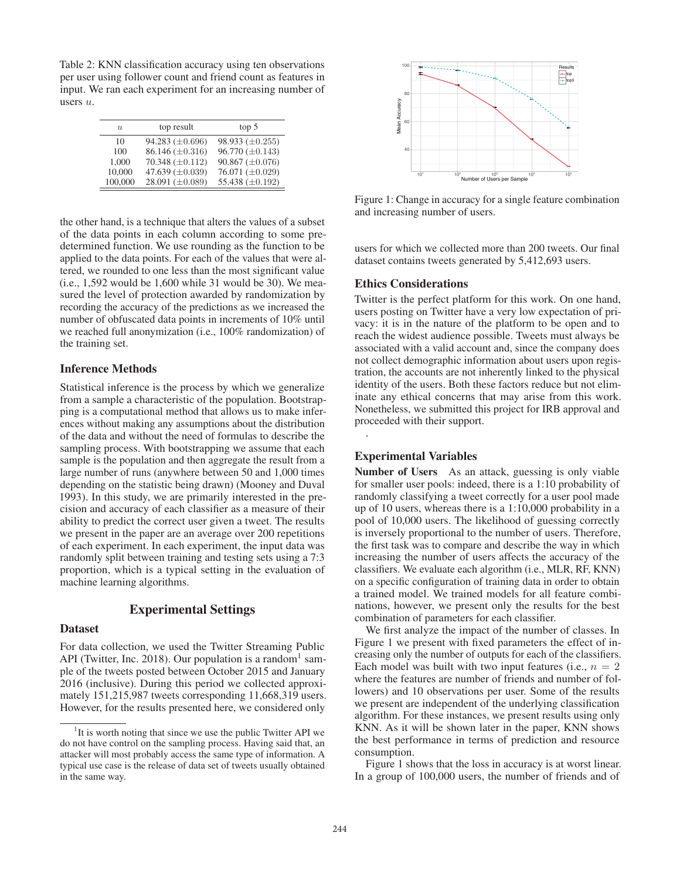Table 2: KNN classification accuracy using ten observations per user using follower count and friend count as features in input. We ran each experiment for an increasing number of users $u$.

| $u$ | top result | top 5 |
|---|---|---|
| 10 | 94.283 ($\pm$0.696) | 98.933 ($\pm$0.255) |
| 100 | 86.146 ($\pm$0.316) | 96.770 ($\pm$0.143) |
| 1,000 | 70.348 ($\pm$0.112) | 90.867 ($\pm$0.076) |
| 10,000 | 47.639 ($\pm$0.039) | 76.071 ($\pm$0.029) |
| 100,000 | 28.091 ($\pm$0.089) | 55.438 ($\pm$0.192) |

the other hand, is a technique that alters the values of a subset of the data points in each column according to some predetermined function. We use rounding as the function to be applied to the data points. For each of the values that were altered, we rounded to one less than the most significant value (i.e., 1,592 would be 1,600 while 31 would be 30). We measured the level of protection awarded by randomization by recording the accuracy of the predictions as we increased the number of obfuscated data points in increments of 10% until we reached full anonymization (i.e., 100% randomization) of the training set.

### Inference Methods

Statistical inference is the process by which we generalize from a sample a characteristic of the population. Bootstrapping is a computational method that allows us to make inferences without making any assumptions about the distribution of the data and without the need of formulas to describe the sampling process. With bootstrapping we assume that each sample is the population and then aggregate the result from a large number of runs (anywhere between 50 and 1,000 times depending on the statistic being drawn) (Mooney and Duval 1993). In this study, we are primarily interested in the precision and accuracy of each classifier as a measure of their ability to predict the correct user given a tweet. The results we present in the paper are an average over 200 repetitions of each experiment. In each experiment, the input data was randomly split between training and testing sets using a 7:3 proportion, which is a typical setting in the evaluation of machine learning algorithms.

## Experimental Settings

### Dataset

For data collection, we used the Twitter Streaming Public API (Twitter, Inc. 2018). Our population is a random[1] sample of the tweets posted between October 2015 and January 2016 (inclusive). During this period we collected approximately 151,215,987 tweets corresponding 11,668,319 users. However, for the results presented here, we considered only users for which we collected more than 200 tweets. Our final dataset contains tweets generated by 5,412,693 users.

[1] It is worth noting that since we use the public Twitter API we do not have control on the sampling process. Having said that, an attacker will most probably access the same type of information. A typical use case is the release of data set of tweets usually obtained in the same way.

Figure 1: Change in accuracy for a single feature combination and increasing number of users.

### Ethics Considerations

Twitter is the perfect platform for this work. On one hand, users posting on Twitter have a very low expectation of privacy: it is in the nature of the platform to be open and to reach the widest audience possible. Tweets must always be associated with a valid account and, since the company does not collect demographic information about users upon registration, the accounts are not inherently linked to the physical identity of the users. Both these factors reduce but not eliminate any ethical concerns that may arise from this work. Nonetheless, we submitted this project for IRB approval and proceeded with their support.

### Experimental Variables

**Number of Users** As an attack, guessing is only viable for smaller user pools: indeed, there is a 1:10 probability of randomly classifying a tweet correctly for a user pool made up of 10 users, whereas there is a 1:10,000 probability in a pool of 10,000 users. The likelihood of guessing correctly is inversely proportional to the number of users. Therefore, the first task was to compare and describe the way in which increasing the number of users affects the accuracy of the classifiers. We evaluate each algorithm (i.e., MLR, RF, KNN) on a specific configuration of training data in order to obtain a trained model. We trained models for all feature combinations, however, we present only the results for the best combination of parameters for each classifier.

We first analyze the impact of the number of classes. In Figure 1 we present with fixed parameters the effect of increasing only the number of outputs for each of the classifiers. Each model was built with two input features (i.e., $n = 2$ where the features are number of friends and number of followers) and 10 observations per user. Some of the results we present are independent of the underlying classification algorithm. For these instances, we present results using only KNN. As it will be shown later in the paper, KNN shows the best performance in terms of prediction and resource consumption.

Figure 1 shows that the loss in accuracy is at worst linear. In a group of 100,000 users, the number of friends and of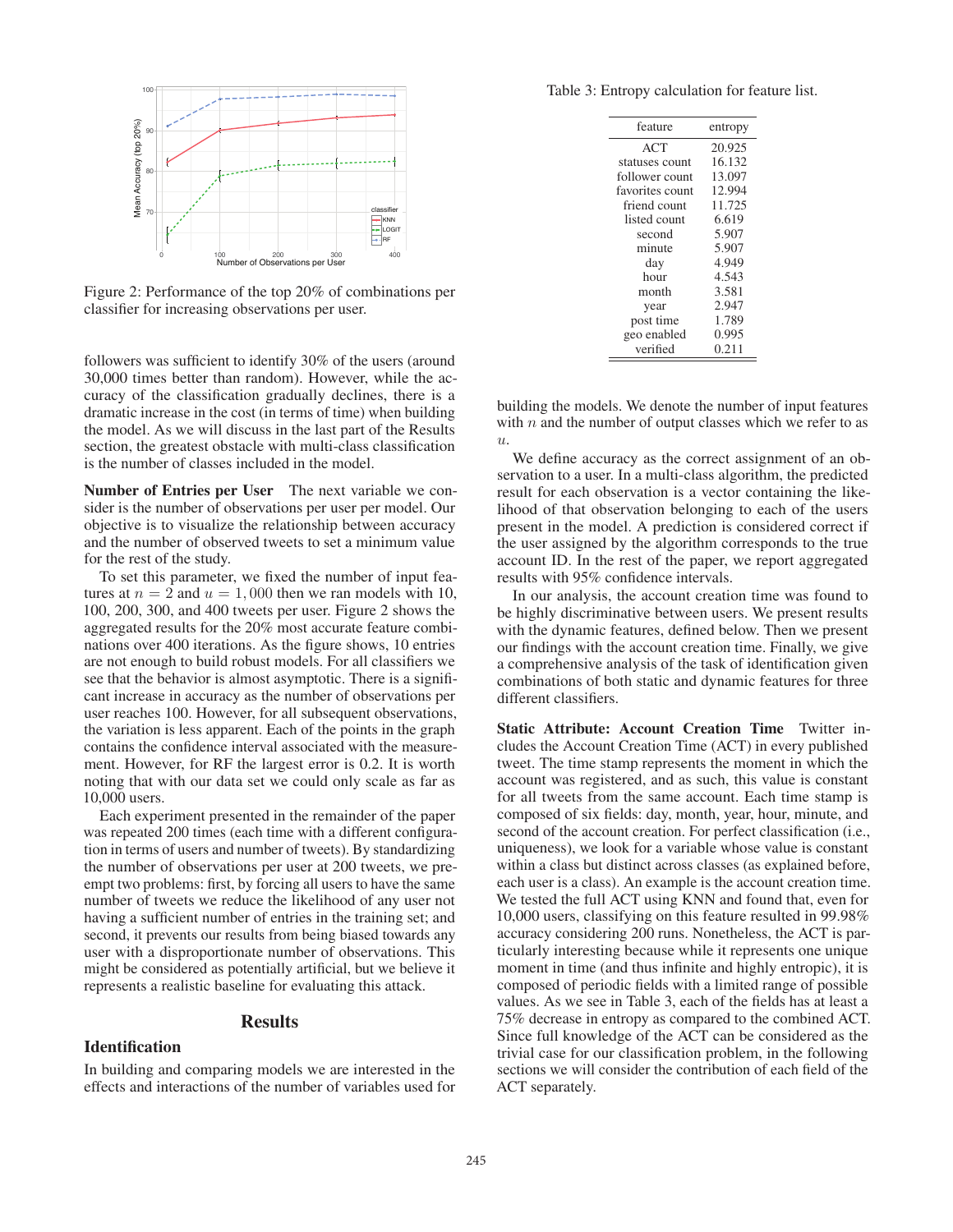Figure 2: Performance of the top 20% of combinations per classifier for increasing observations per user.

followers was sufficient to identify 30% of the users (around 30,000 times better than random). However, while the accuracy of the classification gradually declines, there is a dramatic increase in the cost (in terms of time) when building the model. As we will discuss in the last part of the Results section, the greatest obstacle with multi-class classification is the number of classes included in the model.

**Number of Entries per User** The next variable we consider is the number of observations per user per model. Our objective is to visualize the relationship between accuracy and the number of observed tweets to set a minimum value for the rest of the study.

To set this parameter, we fixed the number of input features at $n = 2$ and $u = 1,000$ then we ran models with 10, 100, 200, 300, and 400 tweets per user. Figure 2 shows the aggregated results for the 20% most accurate feature combinations over 400 iterations. As the figure shows, 10 entries are not enough to build robust models. For all classifiers we see that the behavior is almost asymptotic. There is a significant increase in accuracy as the number of observations per user reaches 100. However, for all subsequent observations, the variation is less apparent. Each of the points in the graph contains the confidence interval associated with the measurement. However, for RF the largest error is 0.2. It is worth noting that with our data set we could only scale as far as 10,000 users.

Each experiment presented in the remainder of the paper was repeated 200 times (each time with a different configuration in terms of users and number of tweets). By standardizing the number of observations per user at 200 tweets, we preempt two problems: first, by forcing all users to have the same number of tweets we reduce the likelihood of any user not having a sufficient number of entries in the training set; and second, it prevents our results from being biased towards any user with a disproportionate number of observations. This might be considered as potentially artificial, but we believe it represents a realistic baseline for evaluating this attack.

## Results

### Identification

In building and comparing models we are interested in the effects and interactions of the number of variables used for building the models. We denote the number of input features with $n$ and the number of output classes which we refer to as $u$.

We define accuracy as the correct assignment of an observation to a user. In a multi-class algorithm, the predicted result for each observation is a vector containing the likelihood of that observation belonging to each of the users present in the model. A prediction is considered correct if the user assigned by the algorithm corresponds to the true account ID. In the rest of the paper, we report aggregated results with 95% confidence intervals.

In our analysis, the account creation time was found to be highly discriminative between users. We present results with the dynamic features, defined below. Then we present our findings with the account creation time. Finally, we give a comprehensive analysis of the task of identification given combinations of both static and dynamic features for three different classifiers.

Table 3: Entropy calculation for feature list.

| feature | entropy |
|---|---|
| ACT | 20.925 |
| statuses count | 16.132 |
| follower count | 13.097 |
| favorites count | 12.994 |
| friend count | 11.725 |
| listed count | 6.619 |
| second | 5.907 |
| minute | 5.907 |
| day | 4.949 |
| hour | 4.543 |
| month | 3.581 |
| year | 2.947 |
| post time | 1.789 |
| geo enabled | 0.995 |
| verified | 0.211 |

**Static Attribute: Account Creation Time** Twitter includes the Account Creation Time (ACT) in every published tweet. The time stamp represents the moment in which the account was registered, and as such, this value is constant for all tweets from the same account. Each time stamp is composed of six fields: day, month, year, hour, minute, and second of the account creation. For perfect classification (i.e., uniqueness), we look for a variable whose value is constant within a class but distinct across classes (as explained before, each user is a class). An example is the account creation time. We tested the full ACT using KNN and found that, even for 10,000 users, classifying on this feature resulted in 99.98% accuracy considering 200 runs. Nonetheless, the ACT is particularly interesting because while it represents one unique moment in time (and thus infinite and highly entropic), it is composed of periodic fields with a limited range of possible values. As we see in Table 3, each of the fields has at least a 75% decrease in entropy as compared to the combined ACT. Since full knowledge of the ACT can be considered as the trivial case for our classification problem, in the following sections we will consider the contribution of each field of the ACT separately.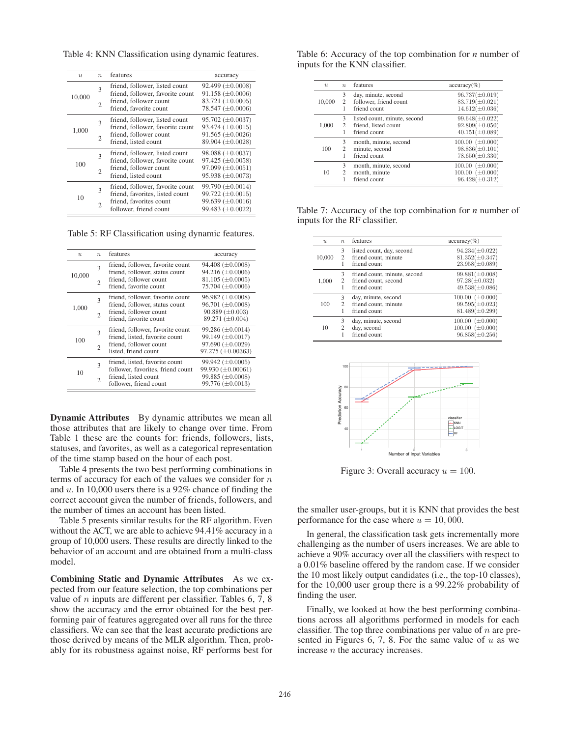Table 4: KNN Classification using dynamic features.

| $u$ | $n$ | features | accuracy |
|---|---|---|---|
| 10,000 | 3 | friend, follower, listed count | 92.499 (±0.0008) |
| | | friend, follower, favorite count | 91.158 (±0.0006) |
| | 2 | friend, follower count | 83.721 (±0.0005) |
| | | friend, favorite count | 78.547 (±0.0006) |
| 1,000 | 3 | friend, follower, listed count | 95.702 (±0.0037) |
| | | friend, follower, favorite count | 93.474 (±0.0015) |
| | 2 | friend, follower count | 91.565 (±0.0026) |
| | | friend, listed count | 89.904 (±0.0028) |
| 100 | 3 | friend, follower, listed count | 98.088 (±0.0037) |
| | | friend, follower, favorite count | 97.425 (±0.0058) |
| | 2 | friend, follower count | 97.099 (±0.0051) |
| | | friend, listed count | 95.938 (±0.0073) |
| 10 | 3 | friend, follower, favorite count | 99.790 (±0.0014) |
| | | friend, favorites, listed count | 99.722 (±0.0015) |
| | 2 | friend, favorites count | 99.639 (±0.0016) |
| | | follower, friend count | 99.483 (±0.0022) |

Table 5: RF Classification using dynamic features.

| $u$ | $n$ | features | accuracy |
|---|---|---|---|
| 10,000 | 3 | friend, follower, favorite count | 94.408 (±0.0008) |
| | | friend, follower, status count | 94.216 (±0.0006) |
| | 2 | friend, follower count | 81.105 (±0.0005) |
| | | friend, favorite count | 75.704 (±0.0006) |
| 1,000 | 3 | friend, follower, favorite count | 96.982 (±0.0008) |
| | | friend, follower, status count | 96.701 (±0.0008) |
| | 2 | friend, follower count | 90.889 (±0.003) |
| | | friend, favorite count | 89.271 (±0.004) |
| 100 | 3 | friend, follower, favorite count | 99.286 (±0.0014) |
| | | friend, listed, favorite count | 99.149 (±0.0017) |
| | 2 | friend, follower count | 97.690 (±0.0029) |
| | | listed, friend count | 97.275 (±0.00363) |
| 10 | 3 | friend, listed, favorite count | 99.942 (±0.0005) |
| | | follower, favorites, friend count | 99.930 (±0.00061) |
| | 2 | friend, listed count | 99.885 (±0.0008) |
| | | follower, friend count | 99.776 (±0.0013) |

**Dynamic Attributes** By dynamic attributes we mean all those attributes that are likely to change over time. From Table 1 these are the counts for: friends, followers, lists, statuses, and favorites, as well as a categorical representation of the time stamp based on the hour of each post.

Table 4 presents the two best performing combinations in terms of accuracy for each of the values we consider for $n$ and $u$. In 10,000 users there is a 92% chance of finding the correct account given the number of friends, followers, and the number of times an account has been listed.

Table 5 presents similar results for the RF algorithm. Even without the ACT, we are able to achieve 94.41% accuracy in a group of 10,000 users. These results are directly linked to the behavior of an account and are obtained from a multi-class model.

**Combining Static and Dynamic Attributes** As we expected from our feature selection, the top combinations per value of $n$ inputs are different per classifier. Tables 6, 7, 8 show the accuracy and the error obtained for the best performing pair of features aggregated over all runs for the three classifiers. We can see that the least accurate predictions are those derived by means of the MLR algorithm. Then, probably for its robustness against noise, RF performs best for the smaller user-groups, but it is KNN that provides the best performance for the case where $u = 10,000$.

Table 6: Accuracy of the top combination for $n$ number of inputs for the KNN classifier.

| $u$ | $n$ | features | accuracy(%) |
|---|---|---|---|
| 10,000 | 3 | day, minute, second | 96.737(±0.019) |
| | 2 | follower, friend count | 83.719(±0.021) |
| | 1 | friend count | 14.612(±0.036) |
| 1,000 | 3 | listed count, minute, second | 99.648(±0.022) |
| | 2 | friend, listed count | 92.809(±0.050) |
| | 1 | friend count | 40.151(±0.089) |
| 100 | 3 | month, minute, second | 100.00 (±0.000) |
| | 2 | minute, second | 98.836(±0.101) |
| | 1 | friend count | 78.650(±0.330) |
| 10 | 3 | month, minute, second | 100.00 (±0.000) |
| | 2 | month, minute | 100.00 (±0.000) |
| | 1 | friend count | 96.428(±0.312) |

Table 7: Accuracy of the top combination for $n$ number of inputs for the RF classifier.

| $u$ | $n$ | features | accuracy(%) |
|---|---|---|---|
| 10,000 | 3 | listed count, day, second | 94.234(±0.022) |
| | 2 | friend count, minute | 81.352(±0.347) |
| | 1 | friend count | 23.958(±0.089) |
| 1,000 | 3 | friend count, minute, second | 99.881(±0.008) |
| | 2 | friend count, second | 97.28(±0.032) |
| | 1 | friend count | 49.538(±0.086) |
| 100 | 3 | day, minute, second | 100.00 (±0.000) |
| | 2 | friend count, minute | 99.595(±0.023) |
| | 1 | friend count | 81.489(±0.299) |
| 10 | 3 | day, minute, second | 100.00 (±0.000) |
| | 2 | day, second | 100.00 (±0.000) |
| | 1 | friend count | 96.858(±0.256) |

Figure 3: Overall accuracy $u = 100$.

In general, the classification task gets incrementally more challenging as the number of users increases. We are able to achieve a 90% accuracy over all the classifiers with respect to a 0.01% baseline offered by the random case. If we consider the 10 most likely output candidates (i.e., the top-10 classes), for the 10,000 user group there is a 99.22% probability of finding the user.

Finally, we looked at how the best performing combinations across all algorithms performed in models for each classifier. The top three combinations per value of $n$ are presented in Figures 6, 7, 8. For the same value of $u$ as we increase $n$ the accuracy increases.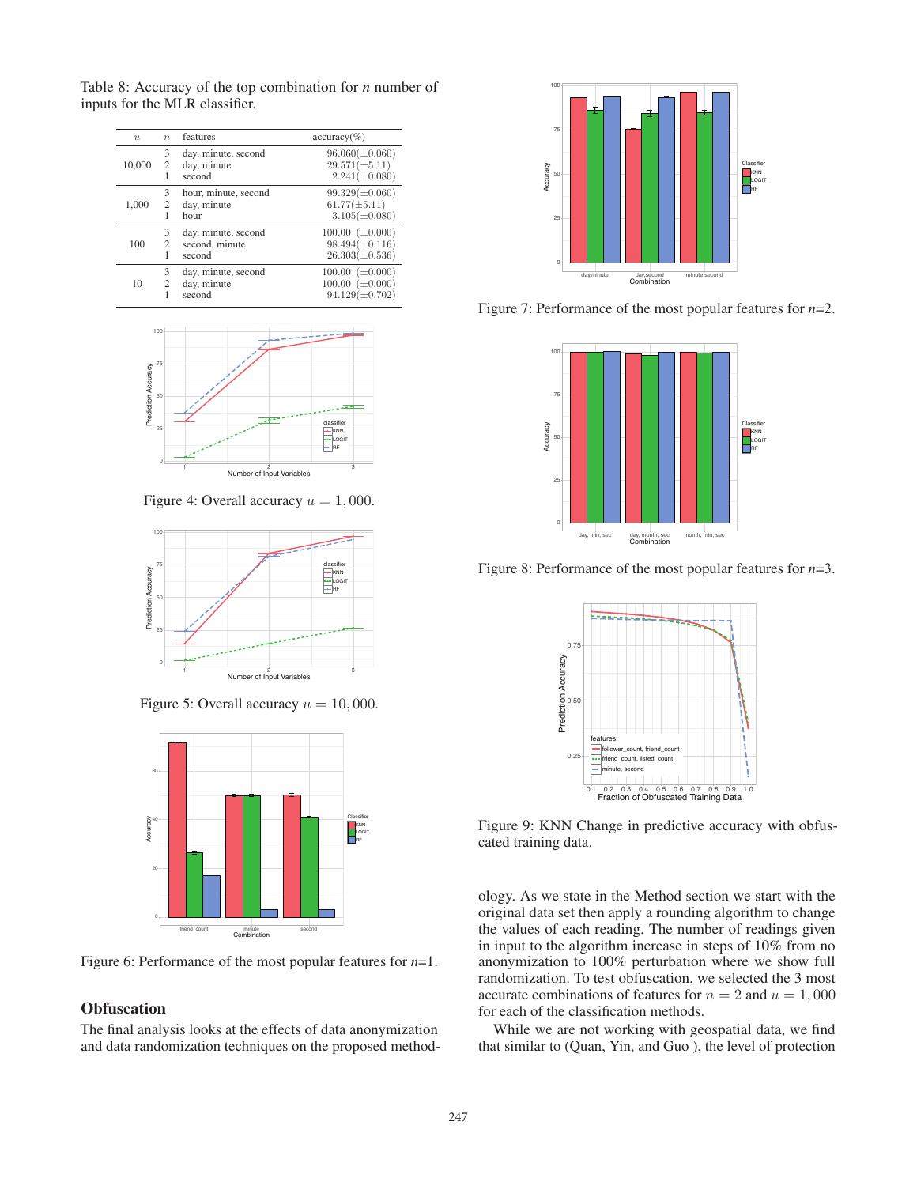Table 8: Accuracy of the top combination for $n$ number of inputs for the MLR classifier.

| $u$ | $n$ | features | accuracy(%) |
|---|---|---|---|
| 10,000 | 3 | day, minute, second | 96.060($\pm$0.060) |
| | 2 | day, minute | 29.571($\pm$5.11) |
| | 1 | second | 2.241($\pm$0.080) |
| 1,000 | 3 | hour, minute, second | 99.329($\pm$0.060) |
| | 2 | day, minute | 61.77($\pm$5.11) |
| | 1 | hour | 3.105($\pm$0.080) |
| 100 | 3 | day, minute, second | 100.00 ($\pm$0.000) |
| | 2 | second, minute | 98.494($\pm$0.116) |
| | 1 | second | 26.303($\pm$0.536) |
| 10 | 3 | day, minute, second | 100.00 ($\pm$0.000) |
| | 2 | day, minute | 100.00 ($\pm$0.000) |
| | 1 | second | 94.129($\pm$0.702) |

Figure 4: Overall accuracy $u = 1,000$.

Figure 5: Overall accuracy $u = 10,000$.

Figure 6: Performance of the most popular features for $n$=1.

## Obfuscation

The final analysis looks at the effects of data anonymization and data randomization techniques on the proposed methodology. As we state in the Method section we start with the original data set then apply a rounding algorithm to change the values of each reading. The number of readings given in input to the algorithm increase in steps of 10% from no anonymization to 100% perturbation where we show full randomization. To test obfuscation, we selected the 3 most accurate combinations of features for $n = 2$ and $u = 1,000$ for each of the classification methods.

Figure 7: Performance of the most popular features for $n$=2.

Figure 8: Performance of the most popular features for $n$=3.

Figure 9: KNN Change in predictive accuracy with obfuscated training data.

While we are not working with geospatial data, we find that similar to (Quan, Yin, and Guo ), the level of protection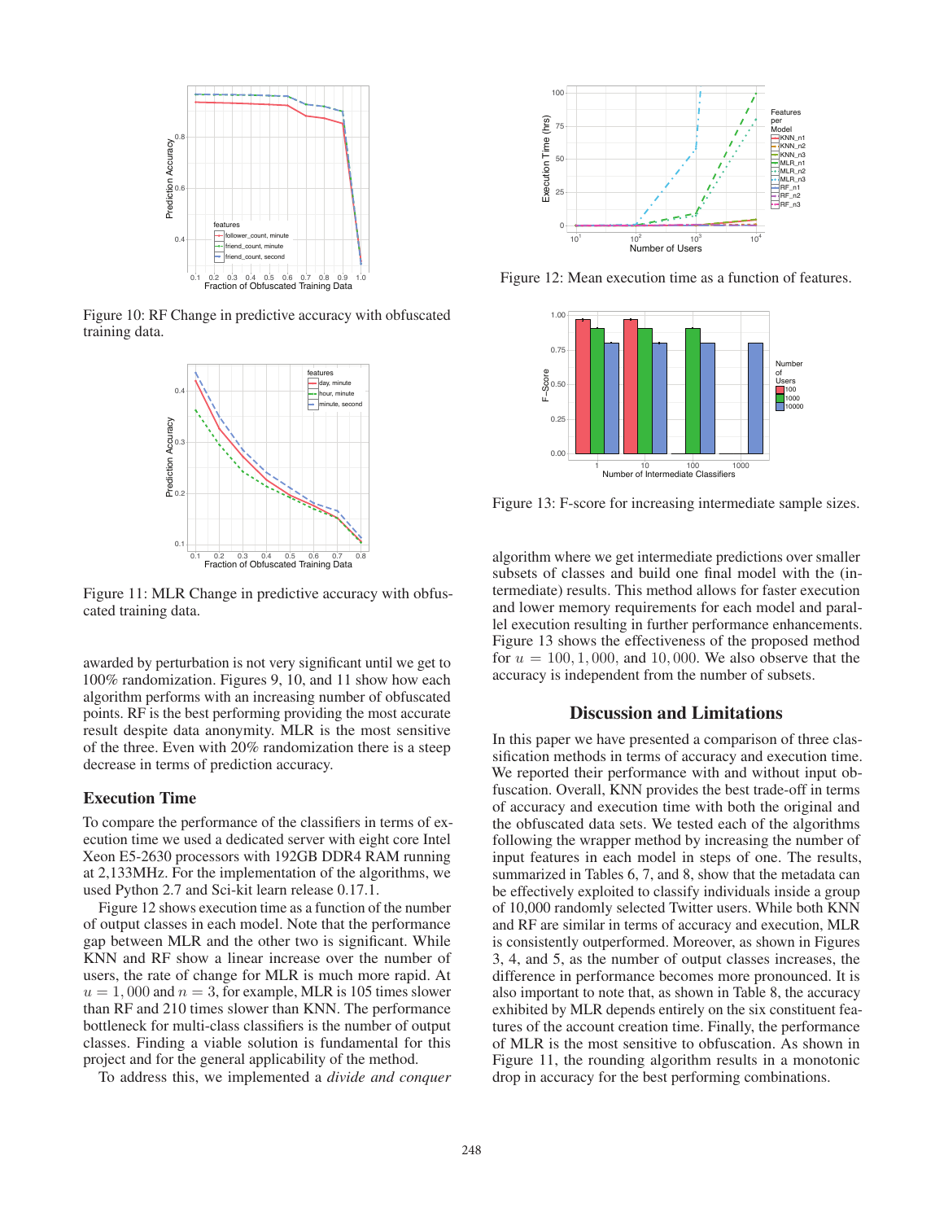Figure 10: RF Change in predictive accuracy with obfuscated training data.

Figure 11: MLR Change in predictive accuracy with obfuscated training data.

awarded by perturbation is not very significant until we get to 100% randomization. Figures 9, 10, and 11 show how each algorithm performs with an increasing number of obfuscated points. RF is the best performing providing the most accurate result despite data anonymity. MLR is the most sensitive of the three. Even with 20% randomization there is a steep decrease in terms of prediction accuracy.

### Execution Time

To compare the performance of the classifiers in terms of execution time we used a dedicated server with eight core Intel Xeon E5-2630 processors with 192GB DDR4 RAM running at 2,133MHz. For the implementation of the algorithms, we used Python 2.7 and Sci-kit learn release 0.17.1.

Figure 12 shows execution time as a function of the number of output classes in each model. Note that the performance gap between MLR and the other two is significant. While KNN and RF show a linear increase over the number of users, the rate of change for MLR is much more rapid. At $u = 1,000$ and $n = 3$, for example, MLR is 105 times slower than RF and 210 times slower than KNN. The performance bottleneck for multi-class classifiers is the number of output classes. Finding a viable solution is fundamental for this project and for the general applicability of the method.

To address this, we implemented a *divide and conquer* algorithm where we get intermediate predictions over smaller subsets of classes and build one final model with the (intermediate) results. This method allows for faster execution and lower memory requirements for each model and parallel execution resulting in further performance enhancements. Figure 13 shows the effectiveness of the proposed method for $u = 100, 1,000$, and $10,000$. We also observe that the accuracy is independent from the number of subsets.

Figure 12: Mean execution time as a function of features.

Figure 13: F-score for increasing intermediate sample sizes.

## Discussion and Limitations

In this paper we have presented a comparison of three classification methods in terms of accuracy and execution time. We reported their performance with and without input obfuscation. Overall, KNN provides the best trade-off in terms of accuracy and execution time with both the original and the obfuscated data sets. We tested each of the algorithms following the wrapper method by increasing the number of input features in each model in steps of one. The results, summarized in Tables 6, 7, and 8, show that the metadata can be effectively exploited to classify individuals inside a group of 10,000 randomly selected Twitter users. While both KNN and RF are similar in terms of accuracy and execution, MLR is consistently outperformed. Moreover, as shown in Figures 3, 4, and 5, as the number of output classes increases, the difference in performance becomes more pronounced. It is also important to note that, as shown in Table 8, the accuracy exhibited by MLR depends entirely on the six constituent features of the account creation time. Finally, the performance of MLR is the most sensitive to obfuscation. As shown in Figure 11, the rounding algorithm results in a monotonic drop in accuracy for the best performing combinations.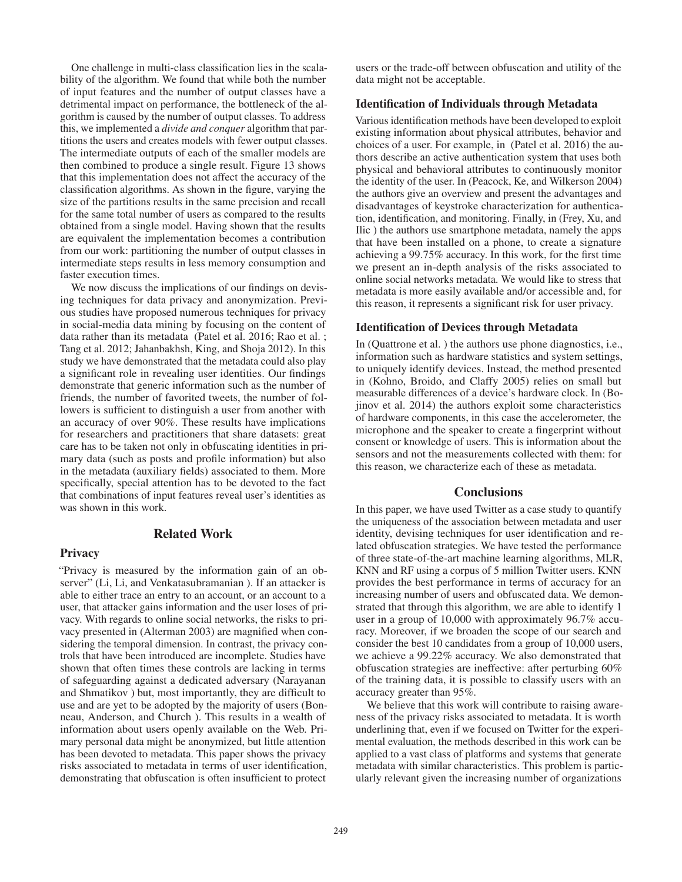One challenge in multi-class classification lies in the scalability of the algorithm. We found that while both the number of input features and the number of output classes have a detrimental impact on performance, the bottleneck of the algorithm is caused by the number of output classes. To address this, we implemented a *divide and conquer* algorithm that partitions the users and creates models with fewer output classes. The intermediate outputs of each of the smaller models are then combined to produce a single result. Figure 13 shows that this implementation does not affect the accuracy of the classification algorithms. As shown in the figure, varying the size of the partitions results in the same precision and recall for the same total number of users as compared to the results obtained from a single model. Having shown that the results are equivalent the implementation becomes a contribution from our work: partitioning the number of output classes in intermediate steps results in less memory consumption and faster execution times.

We now discuss the implications of our findings on devising techniques for data privacy and anonymization. Previous studies have proposed numerous techniques for privacy in social-media data mining by focusing on the content of data rather than its metadata (Patel et al. 2016; Rao et al. ; Tang et al. 2012; Jahanbakhsh, King, and Shoja 2012). In this study we have demonstrated that the metadata could also play a significant role in revealing user identities. Our findings demonstrate that generic information such as the number of friends, the number of favorited tweets, the number of followers is sufficient to distinguish a user from another with an accuracy of over 90%. These results have implications for researchers and practitioners that share datasets: great care has to be taken not only in obfuscating identities in primary data (such as posts and profile information) but also in the metadata (auxiliary fields) associated to them. More specifically, special attention has to be devoted to the fact that combinations of input features reveal user's identities as was shown in this work.

## Related Work

### Privacy

"Privacy is measured by the information gain of an observer" (Li, Li, and Venkatasubramanian ). If an attacker is able to either trace an entry to an account, or an account to a user, that attacker gains information and the user loses of privacy. With regards to online social networks, the risks to privacy presented in (Alterman 2003) are magnified when considering the temporal dimension. In contrast, the privacy controls that have been introduced are incomplete. Studies have shown that often times these controls are lacking in terms of safeguarding against a dedicated adversary (Narayanan and Shmatikov ) but, most importantly, they are difficult to use and are yet to be adopted by the majority of users (Bonneau, Anderson, and Church ). This results in a wealth of information about users openly available on the Web. Primary personal data might be anonymized, but little attention has been devoted to metadata. This paper shows the privacy risks associated to metadata in terms of user identification, demonstrating that obfuscation is often insufficient to protect users or the trade-off between obfuscation and utility of the data might not be acceptable.

### Identification of Individuals through Metadata

Various identification methods have been developed to exploit existing information about physical attributes, behavior and choices of a user. For example, in (Patel et al. 2016) the authors describe an active authentication system that uses both physical and behavioral attributes to continuously monitor the identity of the user. In (Peacock, Ke, and Wilkerson 2004) the authors give an overview and present the advantages and disadvantages of keystroke characterization for authentication, identification, and monitoring. Finally, in (Frey, Xu, and Ilic ) the authors use smartphone metadata, namely the apps that have been installed on a phone, to create a signature achieving a 99.75% accuracy. In this work, for the first time we present an in-depth analysis of the risks associated to online social networks metadata. We would like to stress that metadata is more easily available and/or accessible and, for this reason, it represents a significant risk for user privacy.

### Identification of Devices through Metadata

In (Quattrone et al. ) the authors use phone diagnostics, i.e., information such as hardware statistics and system settings, to uniquely identify devices. Instead, the method presented in (Kohno, Broido, and Claffy 2005) relies on small but measurable differences of a device's hardware clock. In (Bojinov et al. 2014) the authors exploit some characteristics of hardware components, in this case the accelerometer, the microphone and the speaker to create a fingerprint without consent or knowledge of users. This is information about the sensors and not the measurements collected with them: for this reason, we characterize each of these as metadata.

## Conclusions

In this paper, we have used Twitter as a case study to quantify the uniqueness of the association between metadata and user identity, devising techniques for user identification and related obfuscation strategies. We have tested the performance of three state-of-the-art machine learning algorithms, MLR, KNN and RF using a corpus of 5 million Twitter users. KNN provides the best performance in terms of accuracy for an increasing number of users and obfuscated data. We demonstrated that through this algorithm, we are able to identify 1 user in a group of 10,000 with approximately 96.7% accuracy. Moreover, if we broaden the scope of our search and consider the best 10 candidates from a group of 10,000 users, we achieve a 99.22% accuracy. We also demonstrated that obfuscation strategies are ineffective: after perturbing 60% of the training data, it is possible to classify users with an accuracy greater than 95%.

We believe that this work will contribute to raising awareness of the privacy risks associated to metadata. It is worth underlining that, even if we focused on Twitter for the experimental evaluation, the methods described in this work can be applied to a vast class of platforms and systems that generate metadata with similar characteristics. This problem is particularly relevant given the increasing number of organizations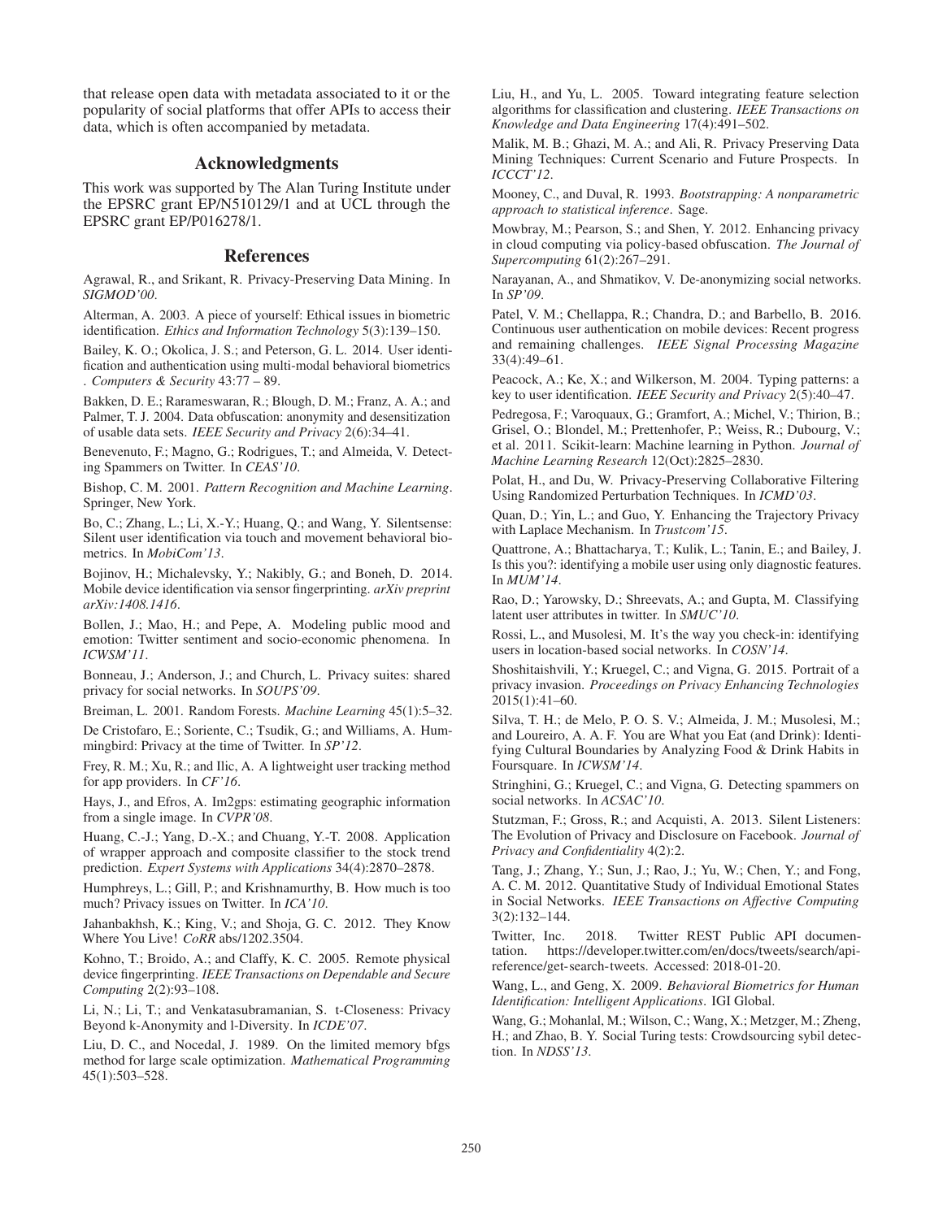that release open data with metadata associated to it or the popularity of social platforms that offer APIs to access their data, which is often accompanied by metadata.

## Acknowledgments

This work was supported by The Alan Turing Institute under the EPSRC grant EP/N510129/1 and at UCL through the EPSRC grant EP/P016278/1.

## References

Agrawal, R., and Srikant, R. Privacy-Preserving Data Mining. In *SIGMOD'00*.

Alterman, A. 2003. A piece of yourself: Ethical issues in biometric identification. *Ethics and Information Technology* 5(3):139–150.

Bailey, K. O.; Okolica, J. S.; and Peterson, G. L. 2014. User identification and authentication using multi-modal behavioral biometrics . *Computers & Security* 43:77 – 89.

Bakken, D. E.; Rarameswaran, R.; Blough, D. M.; Franz, A. A.; and Palmer, T. J. 2004. Data obfuscation: anonymity and desensitization of usable data sets. *IEEE Security and Privacy* 2(6):34–41.

Benevenuto, F.; Magno, G.; Rodrigues, T.; and Almeida, V. Detecting Spammers on Twitter. In *CEAS'10*.

Bishop, C. M. 2001. *Pattern Recognition and Machine Learning*. Springer, New York.

Bo, C.; Zhang, L.; Li, X.-Y.; Huang, Q.; and Wang, Y. Silentsense: Silent user identification via touch and movement behavioral biometrics. In *MobiCom'13*.

Bojinov, H.; Michalevsky, Y.; Nakibly, G.; and Boneh, D. 2014. Mobile device identification via sensor fingerprinting. *arXiv preprint arXiv:1408.1416*.

Bollen, J.; Mao, H.; and Pepe, A. Modeling public mood and emotion: Twitter sentiment and socio-economic phenomena. In *ICWSM'11*.

Bonneau, J.; Anderson, J.; and Church, L. Privacy suites: shared privacy for social networks. In *SOUPS'09*.

Breiman, L. 2001. Random Forests. *Machine Learning* 45(1):5–32.

De Cristofaro, E.; Soriente, C.; Tsudik, G.; and Williams, A. Hummingbird: Privacy at the time of Twitter. In *SP'12*.

Frey, R. M.; Xu, R.; and Ilic, A. A lightweight user tracking method for app providers. In *CF'16*.

Hays, J., and Efros, A. Im2gps: estimating geographic information from a single image. In *CVPR'08*.

Huang, C.-J.; Yang, D.-X.; and Chuang, Y.-T. 2008. Application of wrapper approach and composite classifier to the stock trend prediction. *Expert Systems with Applications* 34(4):2870–2878.

Humphreys, L.; Gill, P.; and Krishnamurthy, B. How much is too much? Privacy issues on Twitter. In *ICA'10*.

Jahanbakhsh, K.; King, V.; and Shoja, G. C. 2012. They Know Where You Live! *CoRR* abs/1202.3504.

Kohno, T.; Broido, A.; and Claffy, K. C. 2005. Remote physical device fingerprinting. *IEEE Transactions on Dependable and Secure Computing* 2(2):93–108.

Li, N.; Li, T.; and Venkatasubramanian, S. t-Closeness: Privacy Beyond k-Anonymity and l-Diversity. In *ICDE'07*.

Liu, D. C., and Nocedal, J. 1989. On the limited memory bfgs method for large scale optimization. *Mathematical Programming* 45(1):503–528.

Liu, H., and Yu, L. 2005. Toward integrating feature selection algorithms for classification and clustering. *IEEE Transactions on Knowledge and Data Engineering* 17(4):491–502.

Malik, M. B.; Ghazi, M. A.; and Ali, R. Privacy Preserving Data Mining Techniques: Current Scenario and Future Prospects. In *ICCCT'12*.

Mooney, C., and Duval, R. 1993. *Bootstrapping: A nonparametric approach to statistical inference*. Sage.

Mowbray, M.; Pearson, S.; and Shen, Y. 2012. Enhancing privacy in cloud computing via policy-based obfuscation. *The Journal of Supercomputing* 61(2):267–291.

Narayanan, A., and Shmatikov, V. De-anonymizing social networks. In *SP'09*.

Patel, V. M.; Chellappa, R.; Chandra, D.; and Barbello, B. 2016. Continuous user authentication on mobile devices: Recent progress and remaining challenges. *IEEE Signal Processing Magazine* 33(4):49–61.

Peacock, A.; Ke, X.; and Wilkerson, M. 2004. Typing patterns: a key to user identification. *IEEE Security and Privacy* 2(5):40–47.

Pedregosa, F.; Varoquaux, G.; Gramfort, A.; Michel, V.; Thirion, B.; Grisel, O.; Blondel, M.; Prettenhofer, P.; Weiss, R.; Dubourg, V.; et al. 2011. Scikit-learn: Machine learning in Python. *Journal of Machine Learning Research* 12(Oct):2825–2830.

Polat, H., and Du, W. Privacy-Preserving Collaborative Filtering Using Randomized Perturbation Techniques. In *ICMD'03*.

Quan, D.; Yin, L.; and Guo, Y. Enhancing the Trajectory Privacy with Laplace Mechanism. In *Trustcom'15*.

Quattrone, A.; Bhattacharya, T.; Kulik, L.; Tanin, E.; and Bailey, J. Is this you?: identifying a mobile user using only diagnostic features. In *MUM'14*.

Rao, D.; Yarowsky, D.; Shreevats, A.; and Gupta, M. Classifying latent user attributes in twitter. In *SMUC'10*.

Rossi, L., and Musolesi, M. It's the way you check-in: identifying users in location-based social networks. In *COSN'14*.

Shoshitaishvili, Y.; Kruegel, C.; and Vigna, G. 2015. Portrait of a privacy invasion. *Proceedings on Privacy Enhancing Technologies* 2015(1):41–60.

Silva, T. H.; de Melo, P. O. S. V.; Almeida, J. M.; Musolesi, M.; and Loureiro, A. A. F. You are What you Eat (and Drink): Identifying Cultural Boundaries by Analyzing Food & Drink Habits in Foursquare. In *ICWSM'14*.

Stringhini, G.; Kruegel, C.; and Vigna, G. Detecting spammers on social networks. In *ACSAC'10*.

Stutzman, F.; Gross, R.; and Acquisti, A. 2013. Silent Listeners: The Evolution of Privacy and Disclosure on Facebook. *Journal of Privacy and Confidentiality* 4(2):2.

Tang, J.; Zhang, Y.; Sun, J.; Rao, J.; Yu, W.; Chen, Y.; and Fong, A. C. M. 2012. Quantitative Study of Individual Emotional States in Social Networks. *IEEE Transactions on Affective Computing* 3(2):132–144.

Twitter, Inc. 2018. Twitter REST Public API documentation. https://developer.twitter.com/en/docs/tweets/search/api-reference/get-search-tweets. Accessed: 2018-01-20.

Wang, L., and Geng, X. 2009. *Behavioral Biometrics for Human Identification: Intelligent Applications*. IGI Global.

Wang, G.; Mohanlal, M.; Wilson, C.; Wang, X.; Metzger, M.; Zheng, H.; and Zhao, B. Y. Social Turing tests: Crowdsourcing sybil detection. In *NDSS'13*.